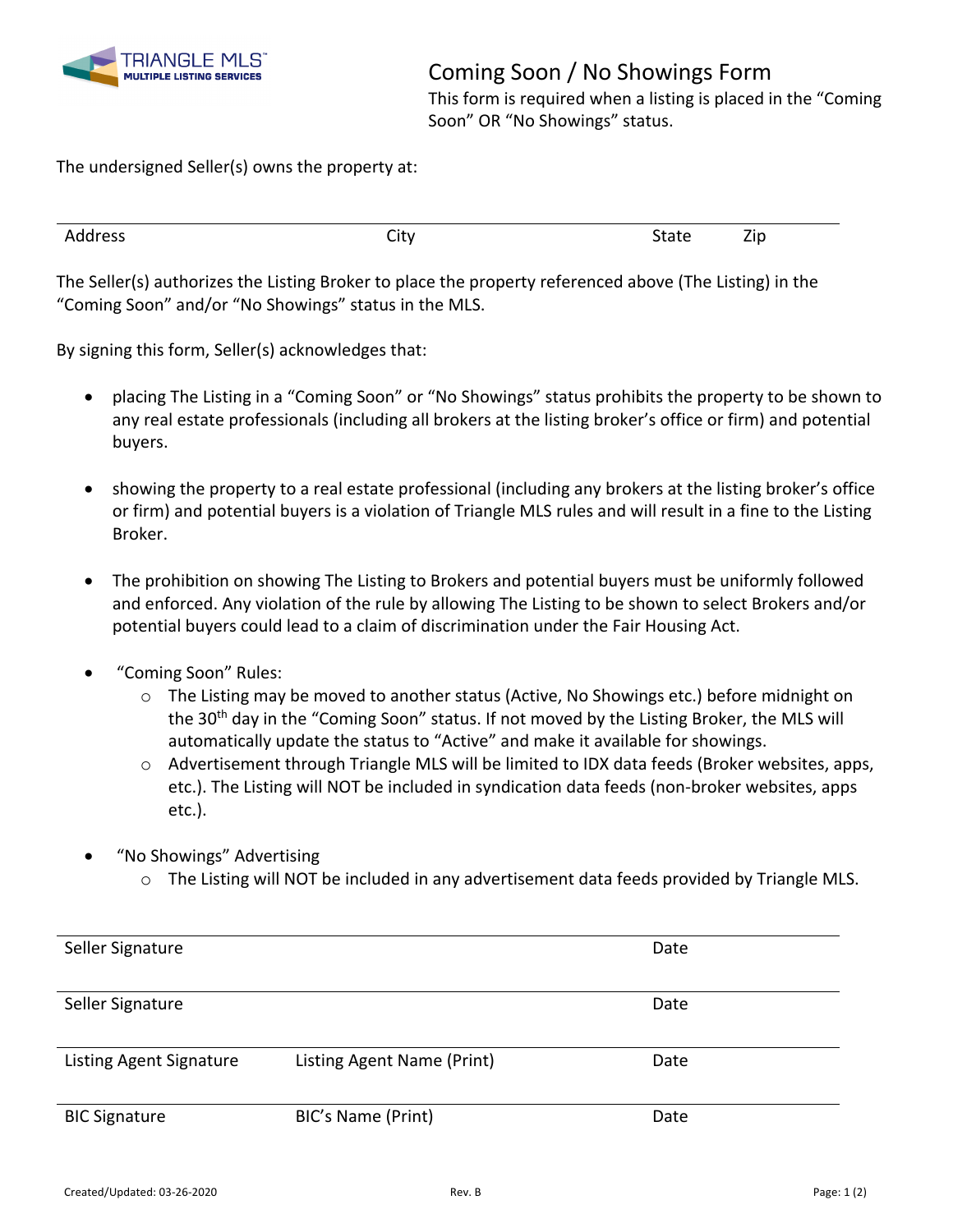TRIANGLE MLS™
MULTIPLE LISTING SERVICES

# Coming Soon / No Showings Form

This form is required when a listing is placed in the "Coming Soon" OR "No Showings" status.

The undersigned Seller(s) owns the property at:

| Address | City | State | Zip |
|---|---|---|---|
| | | | |

The Seller(s) authorizes the Listing Broker to place the property referenced above (The Listing) in the "Coming Soon" and/or "No Showings" status in the MLS.

By signing this form, Seller(s) acknowledges that:

- placing The Listing in a "Coming Soon" or "No Showings" status prohibits the property to be shown to any real estate professionals (including all brokers at the listing broker's office or firm) and potential buyers.

- showing the property to a real estate professional (including any brokers at the listing broker's office or firm) and potential buyers is a violation of Triangle MLS rules and will result in a fine to the Listing Broker.

- The prohibition on showing The Listing to Brokers and potential buyers must be uniformly followed and enforced. Any violation of the rule by allowing The Listing to be shown to select Brokers and/or potential buyers could lead to a claim of discrimination under the Fair Housing Act.

- "Coming Soon" Rules:
  - The Listing may be moved to another status (Active, No Showings etc.) before midnight on the 30th day in the "Coming Soon" status. If not moved by the Listing Broker, the MLS will automatically update the status to "Active" and make it available for showings.
  - Advertisement through Triangle MLS will be limited to IDX data feeds (Broker websites, apps, etc.). The Listing will NOT be included in syndication data feeds (non-broker websites, apps etc.).

- "No Showings" Advertising
  - The Listing will NOT be included in any advertisement data feeds provided by Triangle MLS.

| Seller Signature | | Date |
|---|---|---|
| Seller Signature | | Date |
| Listing Agent Signature | Listing Agent Name (Print) | Date |
| BIC Signature | BIC's Name (Print) | Date |

Created/Updated: 03-26-2020 Rev. B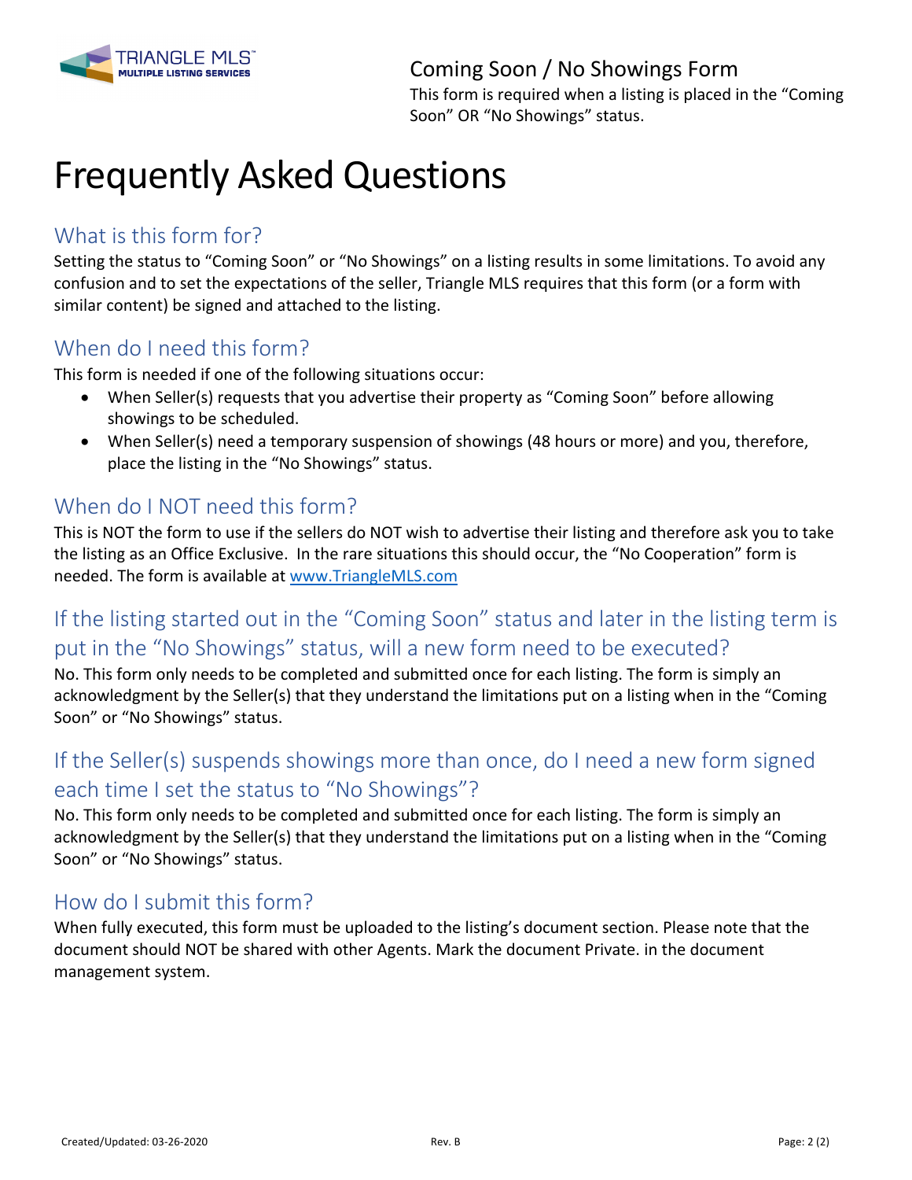Coming Soon / No Showings Form

This form is required when a listing is placed in the "Coming Soon" OR "No Showings" status.

# Frequently Asked Questions

## What is this form for?

Setting the status to "Coming Soon" or "No Showings" on a listing results in some limitations. To avoid any confusion and to set the expectations of the seller, Triangle MLS requires that this form (or a form with similar content) be signed and attached to the listing.

## When do I need this form?

This form is needed if one of the following situations occur:

- When Seller(s) requests that you advertise their property as "Coming Soon" before allowing showings to be scheduled.
- When Seller(s) need a temporary suspension of showings (48 hours or more) and you, therefore, place the listing in the "No Showings" status.

## When do I NOT need this form?

This is NOT the form to use if the sellers do NOT wish to advertise their listing and therefore ask you to take the listing as an Office Exclusive. In the rare situations this should occur, the "No Cooperation" form is needed. The form is available at [www.TriangleMLS.com](http://www.TriangleMLS.com)

## If the listing started out in the "Coming Soon" status and later in the listing term is put in the "No Showings" status, will a new form need to be executed?

No. This form only needs to be completed and submitted once for each listing. The form is simply an acknowledgment by the Seller(s) that they understand the limitations put on a listing when in the "Coming Soon" or "No Showings" status.

## If the Seller(s) suspends showings more than once, do I need a new form signed each time I set the status to "No Showings"?

No. This form only needs to be completed and submitted once for each listing. The form is simply an acknowledgment by the Seller(s) that they understand the limitations put on a listing when in the "Coming Soon" or "No Showings" status.

## How do I submit this form?

When fully executed, this form must be uploaded to the listing's document section. Please note that the document should NOT be shared with other Agents. Mark the document Private. in the document management system.

Created/Updated: 03-26-2020 Rev. B